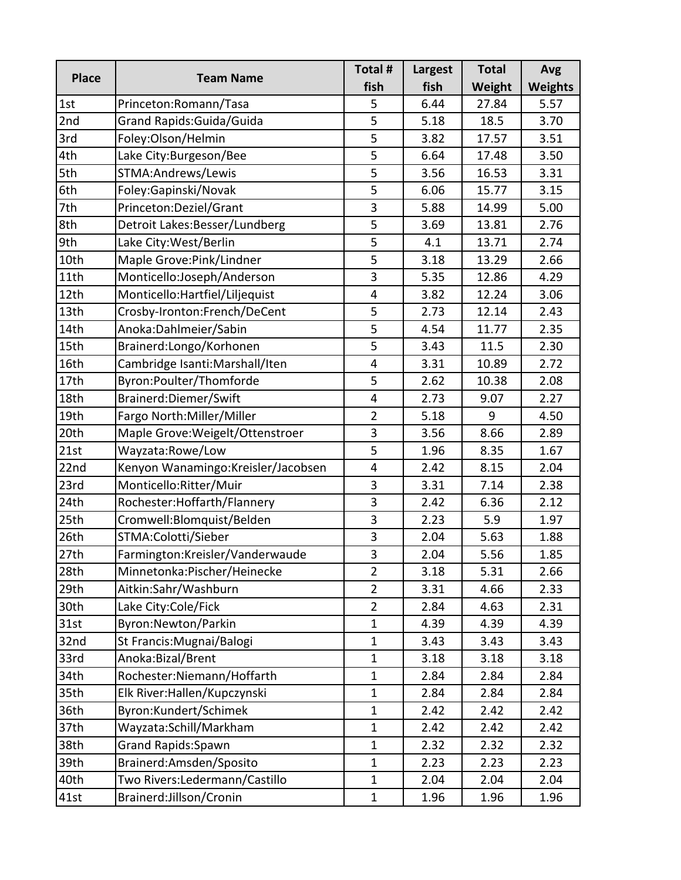| Place | Team Name | Total # fish | Largest fish | Total Weight | Avg Weights |
|---|---|---|---|---|---|
| 1st | Princeton:Romann/Tasa | 5 | 6.44 | 27.84 | 5.57 |
| 2nd | Grand Rapids:Guida/Guida | 5 | 5.18 | 18.5 | 3.70 |
| 3rd | Foley:Olson/Helmin | 5 | 3.82 | 17.57 | 3.51 |
| 4th | Lake City:Burgeson/Bee | 5 | 6.64 | 17.48 | 3.50 |
| 5th | STMA:Andrews/Lewis | 5 | 3.56 | 16.53 | 3.31 |
| 6th | Foley:Gapinski/Novak | 5 | 6.06 | 15.77 | 3.15 |
| 7th | Princeton:Deziel/Grant | 3 | 5.88 | 14.99 | 5.00 |
| 8th | Detroit Lakes:Besser/Lundberg | 5 | 3.69 | 13.81 | 2.76 |
| 9th | Lake City:West/Berlin | 5 | 4.1 | 13.71 | 2.74 |
| 10th | Maple Grove:Pink/Lindner | 5 | 3.18 | 13.29 | 2.66 |
| 11th | Monticello:Joseph/Anderson | 3 | 5.35 | 12.86 | 4.29 |
| 12th | Monticello:Hartfiel/Liljequist | 4 | 3.82 | 12.24 | 3.06 |
| 13th | Crosby-Ironton:French/DeCent | 5 | 2.73 | 12.14 | 2.43 |
| 14th | Anoka:Dahlmeier/Sabin | 5 | 4.54 | 11.77 | 2.35 |
| 15th | Brainerd:Longo/Korhonen | 5 | 3.43 | 11.5 | 2.30 |
| 16th | Cambridge Isanti:Marshall/Iten | 4 | 3.31 | 10.89 | 2.72 |
| 17th | Byron:Poulter/Thomforde | 5 | 2.62 | 10.38 | 2.08 |
| 18th | Brainerd:Diemer/Swift | 4 | 2.73 | 9.07 | 2.27 |
| 19th | Fargo North:Miller/Miller | 2 | 5.18 | 9 | 4.50 |
| 20th | Maple Grove:Weigelt/Ottenstroer | 3 | 3.56 | 8.66 | 2.89 |
| 21st | Wayzata:Rowe/Low | 5 | 1.96 | 8.35 | 1.67 |
| 22nd | Kenyon Wanamingo:Kreisler/Jacobsen | 4 | 2.42 | 8.15 | 2.04 |
| 23rd | Monticello:Ritter/Muir | 3 | 3.31 | 7.14 | 2.38 |
| 24th | Rochester:Hoffarth/Flannery | 3 | 2.42 | 6.36 | 2.12 |
| 25th | Cromwell:Blomquist/Belden | 3 | 2.23 | 5.9 | 1.97 |
| 26th | STMA:Colotti/Sieber | 3 | 2.04 | 5.63 | 1.88 |
| 27th | Farmington:Kreisler/Vanderwaude | 3 | 2.04 | 5.56 | 1.85 |
| 28th | Minnetonka:Pischer/Heinecke | 2 | 3.18 | 5.31 | 2.66 |
| 29th | Aitkin:Sahr/Washburn | 2 | 3.31 | 4.66 | 2.33 |
| 30th | Lake City:Cole/Fick | 2 | 2.84 | 4.63 | 2.31 |
| 31st | Byron:Newton/Parkin | 1 | 4.39 | 4.39 | 4.39 |
| 32nd | St Francis:Mugnai/Balogi | 1 | 3.43 | 3.43 | 3.43 |
| 33rd | Anoka:Bizal/Brent | 1 | 3.18 | 3.18 | 3.18 |
| 34th | Rochester:Niemann/Hoffarth | 1 | 2.84 | 2.84 | 2.84 |
| 35th | Elk River:Hallen/Kupczynski | 1 | 2.84 | 2.84 | 2.84 |
| 36th | Byron:Kundert/Schimek | 1 | 2.42 | 2.42 | 2.42 |
| 37th | Wayzata:Schill/Markham | 1 | 2.42 | 2.42 | 2.42 |
| 38th | Grand Rapids:Spawn | 1 | 2.32 | 2.32 | 2.32 |
| 39th | Brainerd:Amsden/Sposito | 1 | 2.23 | 2.23 | 2.23 |
| 40th | Two Rivers:Ledermann/Castillo | 1 | 2.04 | 2.04 | 2.04 |
| 41st | Brainerd:Jillson/Cronin | 1 | 1.96 | 1.96 | 1.96 |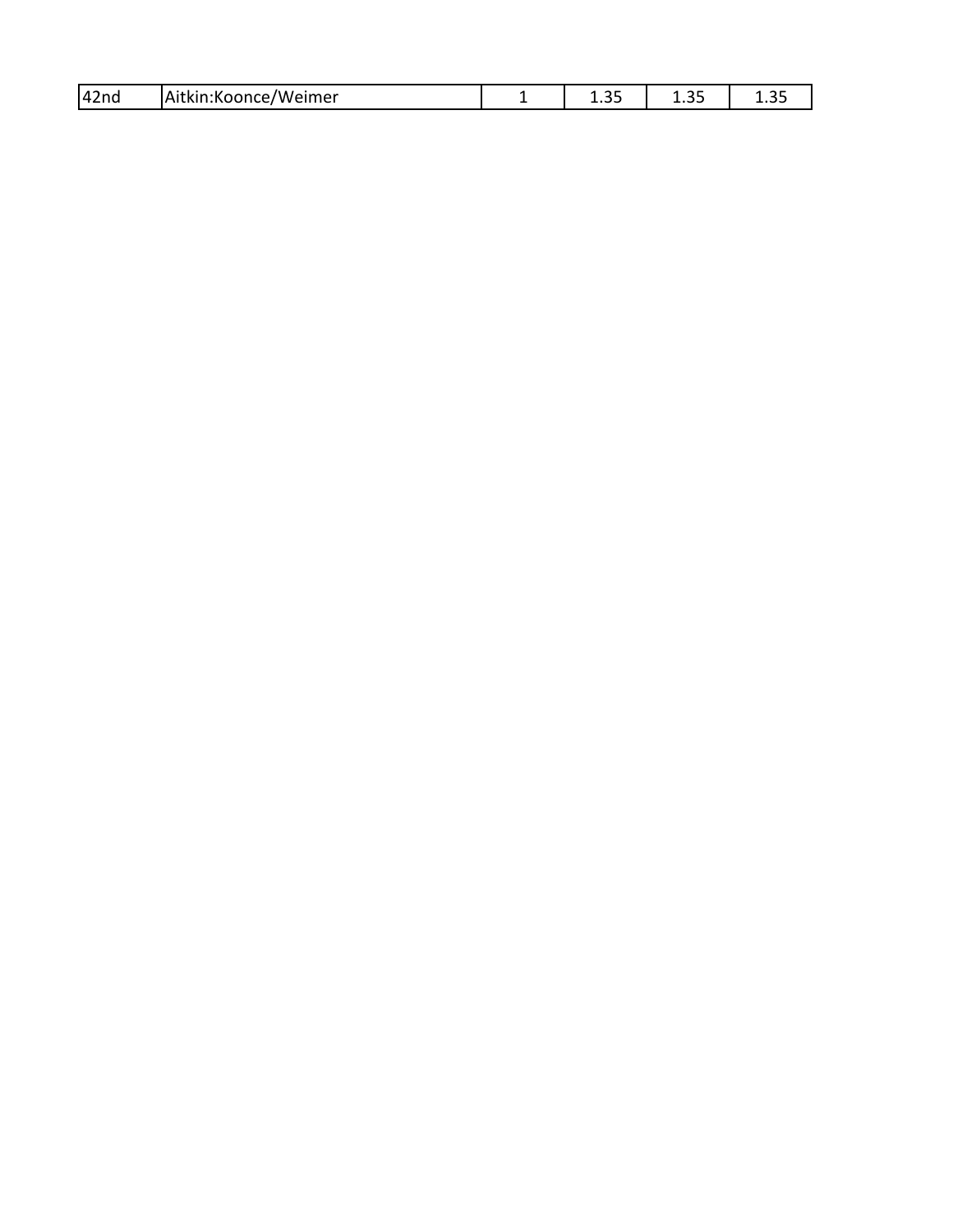| | | | | | |
|---|---|---|---|---|---|
| 42nd | Aitkin:Koonce/Weimer | 1 | 1.35 | 1.35 | 1.35 |